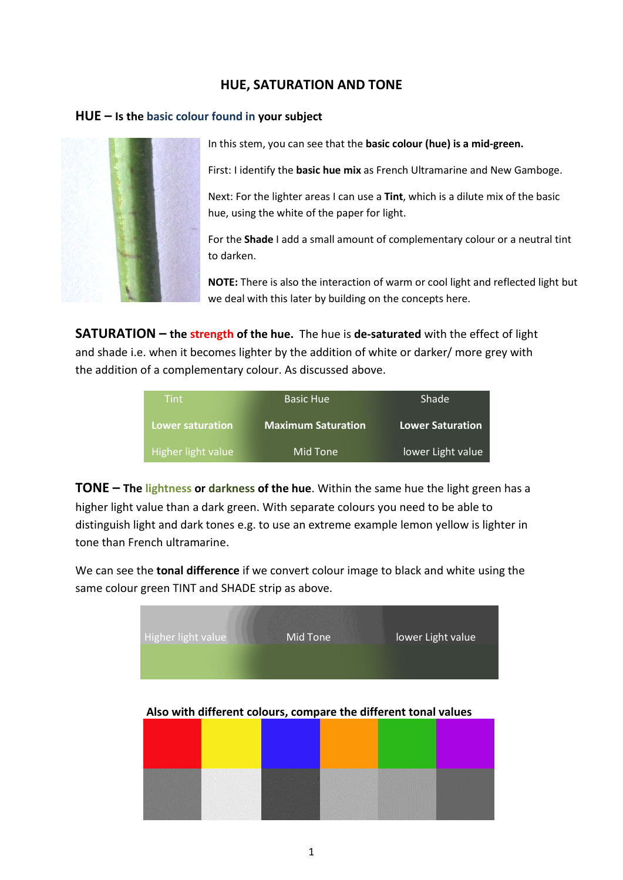# HUE, SATURATION AND TONE

## HUE – Is the basic colour found in your subject

In this stem, you can see that the **basic colour (hue) is a mid-green.**

First: I identify the **basic hue mix** as French Ultramarine and New Gamboge.

Next: For the lighter areas I can use a **Tint**, which is a dilute mix of the basic hue, using the white of the paper for light.

For the **Shade** I add a small amount of complementary colour or a neutral tint to darken.

**NOTE:** There is also the interaction of warm or cool light and reflected light but we deal with this later by building on the concepts here.

**SATURATION – the strength of the hue.** The hue is **de-saturated** with the effect of light and shade i.e. when it becomes lighter by the addition of white or darker/ more grey with the addition of a complementary colour. As discussed above.

| Tint | Basic Hue | Shade |
|---|---|---|
| **Lower saturation** | **Maximum Saturation** | **Lower Saturation** |
| Higher light value | Mid Tone | lower Light value |

**TONE – The lightness or darkness of the hue**. Within the same hue the light green has a higher light value than a dark green. With separate colours you need to be able to distinguish light and dark tones e.g. to use an extreme example lemon yellow is lighter in tone than French ultramarine.

We can see the **tonal difference** if we convert colour image to black and white using the same colour green TINT and SHADE strip as above.

| Higher light value | Mid Tone | lower Light value |
|---|---|---|

**Also with different colours, compare the different tonal values**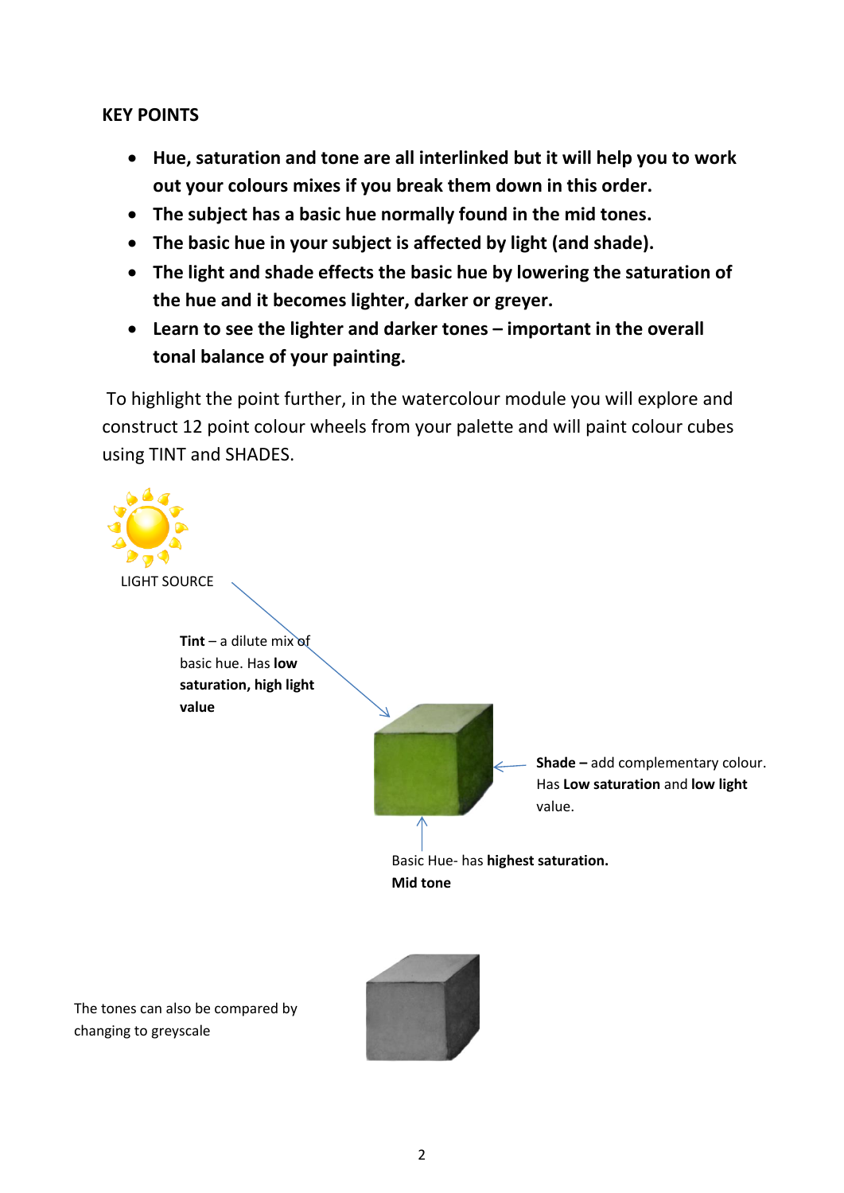**KEY POINTS**

- **Hue, saturation and tone are all interlinked but it will help you to work out your colours mixes if you break them down in this order.**
- **The subject has a basic hue normally found in the mid tones.**
- **The basic hue in your subject is affected by light (and shade).**
- **The light and shade effects the basic hue by lowering the saturation of the hue and it becomes lighter, darker or greyer.**
- **Learn to see the lighter and darker tones – important in the overall tonal balance of your painting.**

To highlight the point further, in the watercolour module you will explore and construct 12 point colour wheels from your palette and will paint colour cubes using TINT and SHADES.

LIGHT SOURCE

**Tint** – a dilute mix of basic hue. Has **low saturation, high light value**

**Shade –** add complementary colour. Has **Low saturation** and **low light** value.

Basic Hue- has **highest saturation.**
**Mid tone**

The tones can also be compared by changing to greyscale